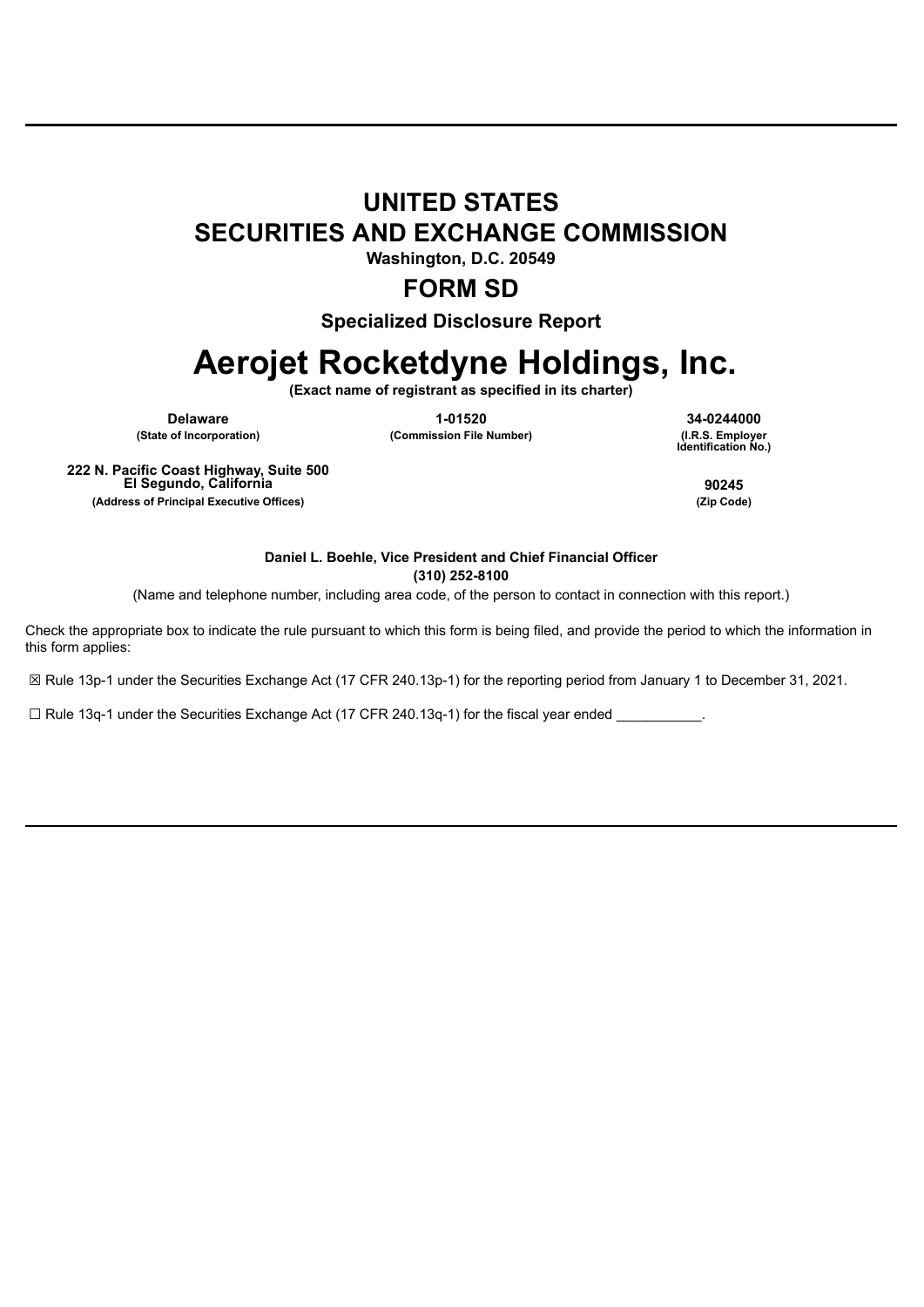# UNITED STATES
# SECURITIES AND EXCHANGE COMMISSION

**Washington, D.C. 20549**

## FORM SD

**Specialized Disclosure Report**

# Aerojet Rocketdyne Holdings, Inc.

**(Exact name of registrant as specified in its charter)**

| **Delaware** | **1-01520** | **34-0244000** |
|---|---|---|
| **(State of Incorporation)** | **(Commission File Number)** | **(I.R.S. Employer Identification No.)** |

| **222 N. Pacific Coast Highway, Suite 500 El Segundo, California** | **90245** |
|---|---|
| **(Address of Principal Executive Offices)** | **(Zip Code)** |

**Daniel L. Boehle, Vice President and Chief Financial Officer**
**(310) 252-8100**

(Name and telephone number, including area code, of the person to contact in connection with this report.)

Check the appropriate box to indicate the rule pursuant to which this form is being filed, and provide the period to which the information in this form applies:

☒ Rule 13p-1 under the Securities Exchange Act (17 CFR 240.13p-1) for the reporting period from January 1 to December 31, 2021.

☐ Rule 13q-1 under the Securities Exchange Act (17 CFR 240.13q-1) for the fiscal year ended \_\_\_\_\_\_\_\_\_\_\_.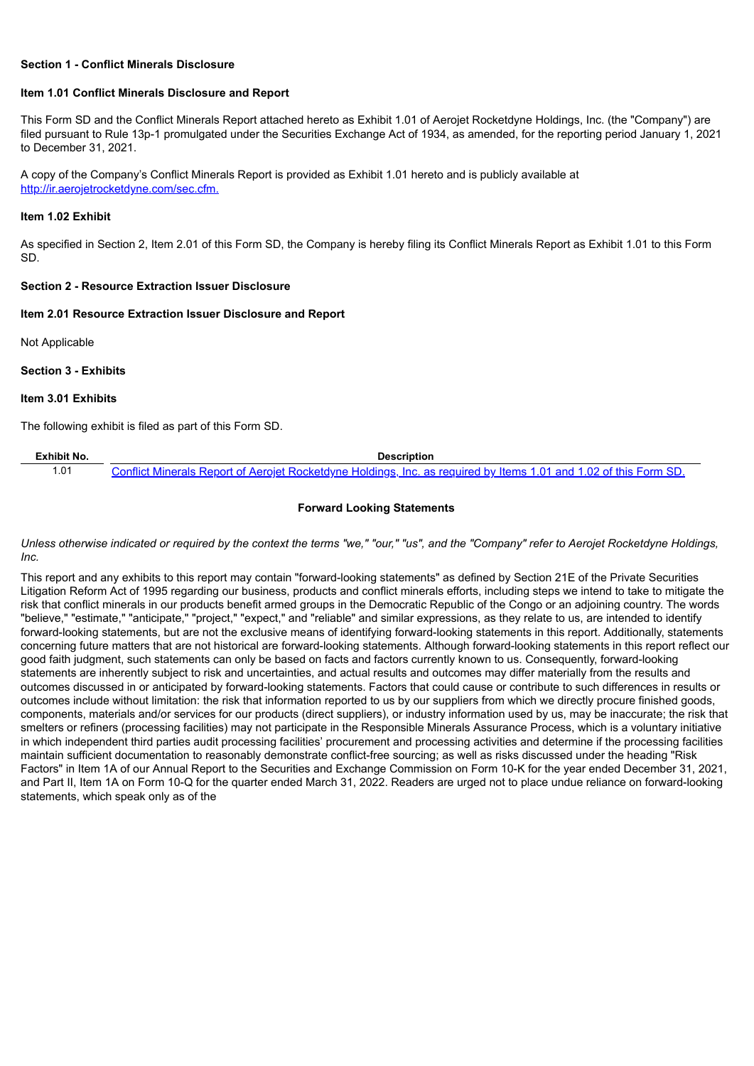### Section 1 - Conflict Minerals Disclosure

#### Item 1.01 Conflict Minerals Disclosure and Report

This Form SD and the Conflict Minerals Report attached hereto as Exhibit 1.01 of Aerojet Rocketdyne Holdings, Inc. (the "Company") are filed pursuant to Rule 13p-1 promulgated under the Securities Exchange Act of 1934, as amended, for the reporting period January 1, 2021 to December 31, 2021.

A copy of the Company's Conflict Minerals Report is provided as Exhibit 1.01 hereto and is publicly available at http://ir.aerojetrocketdyne.com/sec.cfm.

#### Item 1.02 Exhibit

As specified in Section 2, Item 2.01 of this Form SD, the Company is hereby filing its Conflict Minerals Report as Exhibit 1.01 to this Form SD.

### Section 2 - Resource Extraction Issuer Disclosure

#### Item 2.01 Resource Extraction Issuer Disclosure and Report

Not Applicable

### Section 3 - Exhibits

#### Item 3.01 Exhibits

The following exhibit is filed as part of this Form SD.

| Exhibit No. | Description |
|---|---|
| 1.01 | Conflict Minerals Report of Aerojet Rocketdyne Holdings, Inc. as required by Items 1.01 and 1.02 of this Form SD. |

**Forward Looking Statements**

*Unless otherwise indicated or required by the context the terms "we," "our," "us", and the "Company" refer to Aerojet Rocketdyne Holdings, Inc.*

This report and any exhibits to this report may contain "forward-looking statements" as defined by Section 21E of the Private Securities Litigation Reform Act of 1995 regarding our business, products and conflict minerals efforts, including steps we intend to take to mitigate the risk that conflict minerals in our products benefit armed groups in the Democratic Republic of the Congo or an adjoining country. The words "believe," "estimate," "anticipate," "project," "expect," and "reliable" and similar expressions, as they relate to us, are intended to identify forward-looking statements, but are not the exclusive means of identifying forward-looking statements in this report. Additionally, statements concerning future matters that are not historical are forward-looking statements. Although forward-looking statements in this report reflect our good faith judgment, such statements can only be based on facts and factors currently known to us. Consequently, forward-looking statements are inherently subject to risk and uncertainties, and actual results and outcomes may differ materially from the results and outcomes discussed in or anticipated by forward-looking statements. Factors that could cause or contribute to such differences in results or outcomes include without limitation: the risk that information reported to us by our suppliers from which we directly procure finished goods, components, materials and/or services for our products (direct suppliers), or industry information used by us, may be inaccurate; the risk that smelters or refiners (processing facilities) may not participate in the Responsible Minerals Assurance Process, which is a voluntary initiative in which independent third parties audit processing facilities' procurement and processing activities and determine if the processing facilities maintain sufficient documentation to reasonably demonstrate conflict-free sourcing; as well as risks discussed under the heading "Risk Factors" in Item 1A of our Annual Report to the Securities and Exchange Commission on Form 10-K for the year ended December 31, 2021, and Part II, Item 1A on Form 10-Q for the quarter ended March 31, 2022. Readers are urged not to place undue reliance on forward-looking statements, which speak only as of the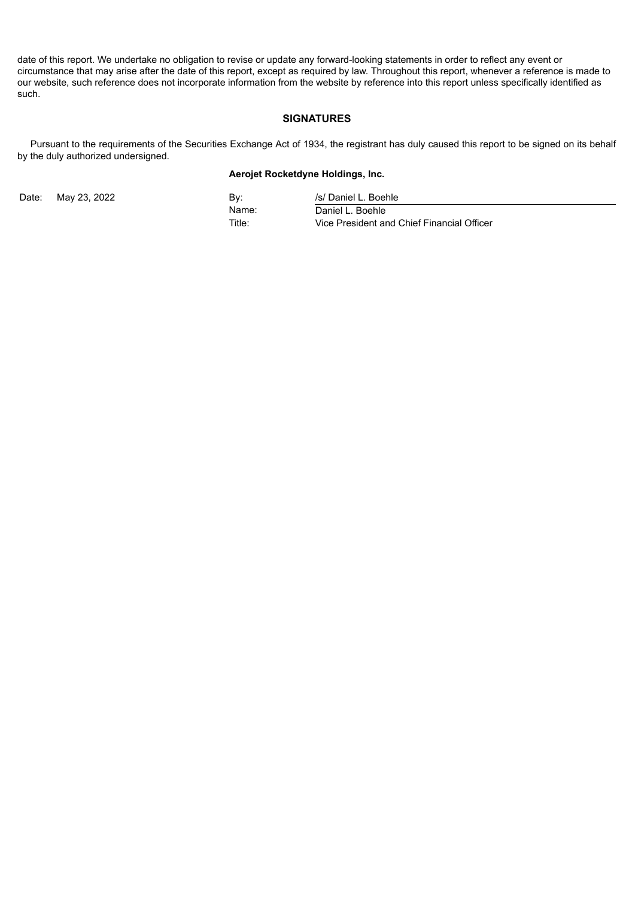date of this report. We undertake no obligation to revise or update any forward-looking statements in order to reflect any event or circumstance that may arise after the date of this report, except as required by law. Throughout this report, whenever a reference is made to our website, such reference does not incorporate information from the website by reference into this report unless specifically identified as such.

## SIGNATURES

Pursuant to the requirements of the Securities Exchange Act of 1934, the registrant has duly caused this report to be signed on its behalf by the duly authorized undersigned.

**Aerojet Rocketdyne Holdings, Inc.**

| | | | |
|---|---|---|---|
| Date: | May 23, 2022 | By: | /s/ Daniel L. Boehle |
| | | Name: | Daniel L. Boehle |
| | | Title: | Vice President and Chief Financial Officer |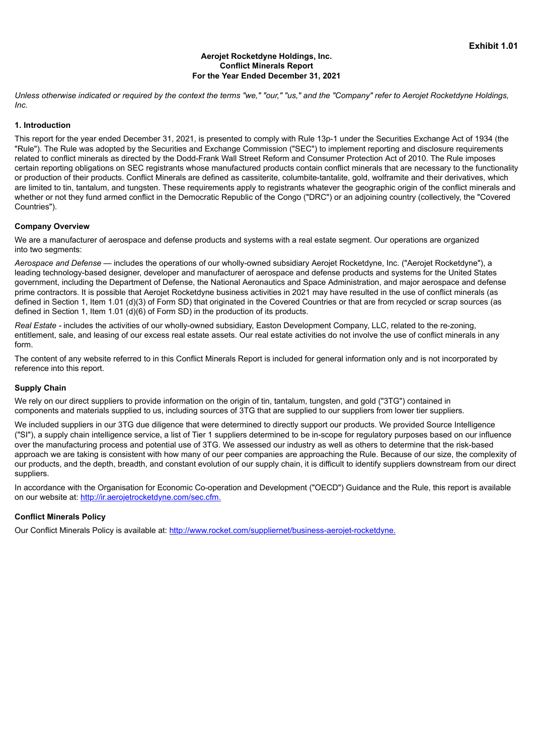**Exhibit 1.01**

**Aerojet Rocketdyne Holdings, Inc.**
**Conflict Minerals Report**
**For the Year Ended December 31, 2021**

*Unless otherwise indicated or required by the context the terms "we," "our," "us," and the "Company" refer to Aerojet Rocketdyne Holdings, Inc.*

## 1. Introduction

This report for the year ended December 31, 2021, is presented to comply with Rule 13p-1 under the Securities Exchange Act of 1934 (the "Rule"). The Rule was adopted by the Securities and Exchange Commission ("SEC") to implement reporting and disclosure requirements related to conflict minerals as directed by the Dodd-Frank Wall Street Reform and Consumer Protection Act of 2010. The Rule imposes certain reporting obligations on SEC registrants whose manufactured products contain conflict minerals that are necessary to the functionality or production of their products. Conflict Minerals are defined as cassiterite, columbite-tantalite, gold, wolframite and their derivatives, which are limited to tin, tantalum, and tungsten. These requirements apply to registrants whatever the geographic origin of the conflict minerals and whether or not they fund armed conflict in the Democratic Republic of the Congo ("DRC") or an adjoining country (collectively, the "Covered Countries").

### Company Overview

We are a manufacturer of aerospace and defense products and systems with a real estate segment. Our operations are organized into two segments:

*Aerospace and Defense* — includes the operations of our wholly-owned subsidiary Aerojet Rocketdyne, Inc. ("Aerojet Rocketdyne"), a leading technology-based designer, developer and manufacturer of aerospace and defense products and systems for the United States government, including the Department of Defense, the National Aeronautics and Space Administration, and major aerospace and defense prime contractors. It is possible that Aerojet Rocketdyne business activities in 2021 may have resulted in the use of conflict minerals (as defined in Section 1, Item 1.01 (d)(3) of Form SD) that originated in the Covered Countries or that are from recycled or scrap sources (as defined in Section 1, Item 1.01 (d)(6) of Form SD) in the production of its products.

*Real Estate* - includes the activities of our wholly-owned subsidiary, Easton Development Company, LLC, related to the re-zoning, entitlement, sale, and leasing of our excess real estate assets. Our real estate activities do not involve the use of conflict minerals in any form.

The content of any website referred to in this Conflict Minerals Report is included for general information only and is not incorporated by reference into this report.

### Supply Chain

We rely on our direct suppliers to provide information on the origin of tin, tantalum, tungsten, and gold ("3TG") contained in components and materials supplied to us, including sources of 3TG that are supplied to our suppliers from lower tier suppliers.

We included suppliers in our 3TG due diligence that were determined to directly support our products. We provided Source Intelligence ("SI"), a supply chain intelligence service, a list of Tier 1 suppliers determined to be in-scope for regulatory purposes based on our influence over the manufacturing process and potential use of 3TG. We assessed our industry as well as others to determine that the risk-based approach we are taking is consistent with how many of our peer companies are approaching the Rule. Because of our size, the complexity of our products, and the depth, breadth, and constant evolution of our supply chain, it is difficult to identify suppliers downstream from our direct suppliers.

In accordance with the Organisation for Economic Co-operation and Development ("OECD") Guidance and the Rule, this report is available on our website at: http://ir.aerojetrocketdyne.com/sec.cfm.

### Conflict Minerals Policy

Our Conflict Minerals Policy is available at: http://www.rocket.com/suppliernet/business-aerojet-rocketdyne.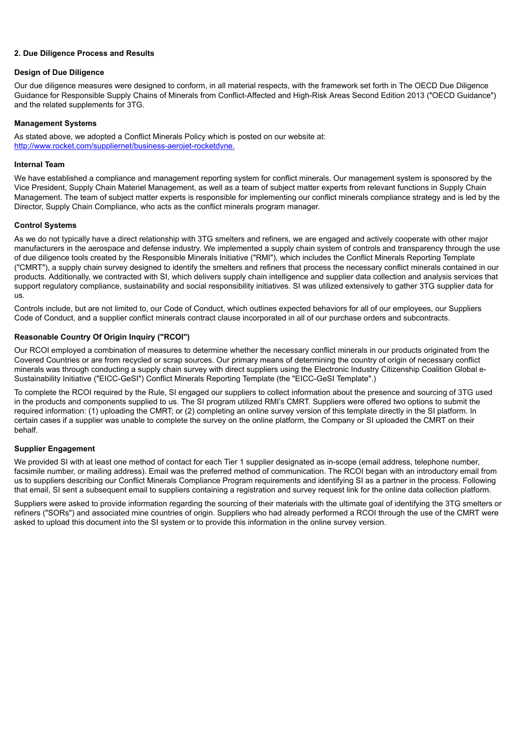## 2. Due Diligence Process and Results

### Design of Due Diligence

Our due diligence measures were designed to conform, in all material respects, with the framework set forth in The OECD Due Diligence Guidance for Responsible Supply Chains of Minerals from Conflict-Affected and High-Risk Areas Second Edition 2013 ("OECD Guidance") and the related supplements for 3TG.

### Management Systems

As stated above, we adopted a Conflict Minerals Policy which is posted on our website at: [http://www.rocket.com/suppliernet/business-aerojet-rocketdyne.](http://www.rocket.com/suppliernet/business-aerojet-rocketdyne)

### Internal Team

We have established a compliance and management reporting system for conflict minerals. Our management system is sponsored by the Vice President, Supply Chain Materiel Management, as well as a team of subject matter experts from relevant functions in Supply Chain Management. The team of subject matter experts is responsible for implementing our conflict minerals compliance strategy and is led by the Director, Supply Chain Compliance, who acts as the conflict minerals program manager.

### Control Systems

As we do not typically have a direct relationship with 3TG smelters and refiners, we are engaged and actively cooperate with other major manufacturers in the aerospace and defense industry. We implemented a supply chain system of controls and transparency through the use of due diligence tools created by the Responsible Minerals Initiative ("RMI"), which includes the Conflict Minerals Reporting Template ("CMRT"), a supply chain survey designed to identify the smelters and refiners that process the necessary conflict minerals contained in our products. Additionally, we contracted with SI, which delivers supply chain intelligence and supplier data collection and analysis services that support regulatory compliance, sustainability and social responsibility initiatives. SI was utilized extensively to gather 3TG supplier data for us.

Controls include, but are not limited to, our Code of Conduct, which outlines expected behaviors for all of our employees, our Suppliers Code of Conduct, and a supplier conflict minerals contract clause incorporated in all of our purchase orders and subcontracts.

### Reasonable Country Of Origin Inquiry ("RCOI")

Our RCOI employed a combination of measures to determine whether the necessary conflict minerals in our products originated from the Covered Countries or are from recycled or scrap sources. Our primary means of determining the country of origin of necessary conflict minerals was through conducting a supply chain survey with direct suppliers using the Electronic Industry Citizenship Coalition Global e-Sustainability Initiative ("EICC-GeSI") Conflict Minerals Reporting Template (the "EICC-GeSI Template".)

To complete the RCOI required by the Rule, SI engaged our suppliers to collect information about the presence and sourcing of 3TG used in the products and components supplied to us. The SI program utilized RMI's CMRT. Suppliers were offered two options to submit the required information: (1) uploading the CMRT; or (2) completing an online survey version of this template directly in the SI platform. In certain cases if a supplier was unable to complete the survey on the online platform, the Company or SI uploaded the CMRT on their behalf.

### Supplier Engagement

We provided SI with at least one method of contact for each Tier 1 supplier designated as in-scope (email address, telephone number, facsimile number, or mailing address). Email was the preferred method of communication. The RCOI began with an introductory email from us to suppliers describing our Conflict Minerals Compliance Program requirements and identifying SI as a partner in the process. Following that email, SI sent a subsequent email to suppliers containing a registration and survey request link for the online data collection platform.

Suppliers were asked to provide information regarding the sourcing of their materials with the ultimate goal of identifying the 3TG smelters or refiners ("SORs") and associated mine countries of origin. Suppliers who had already performed a RCOI through the use of the CMRT were asked to upload this document into the SI system or to provide this information in the online survey version.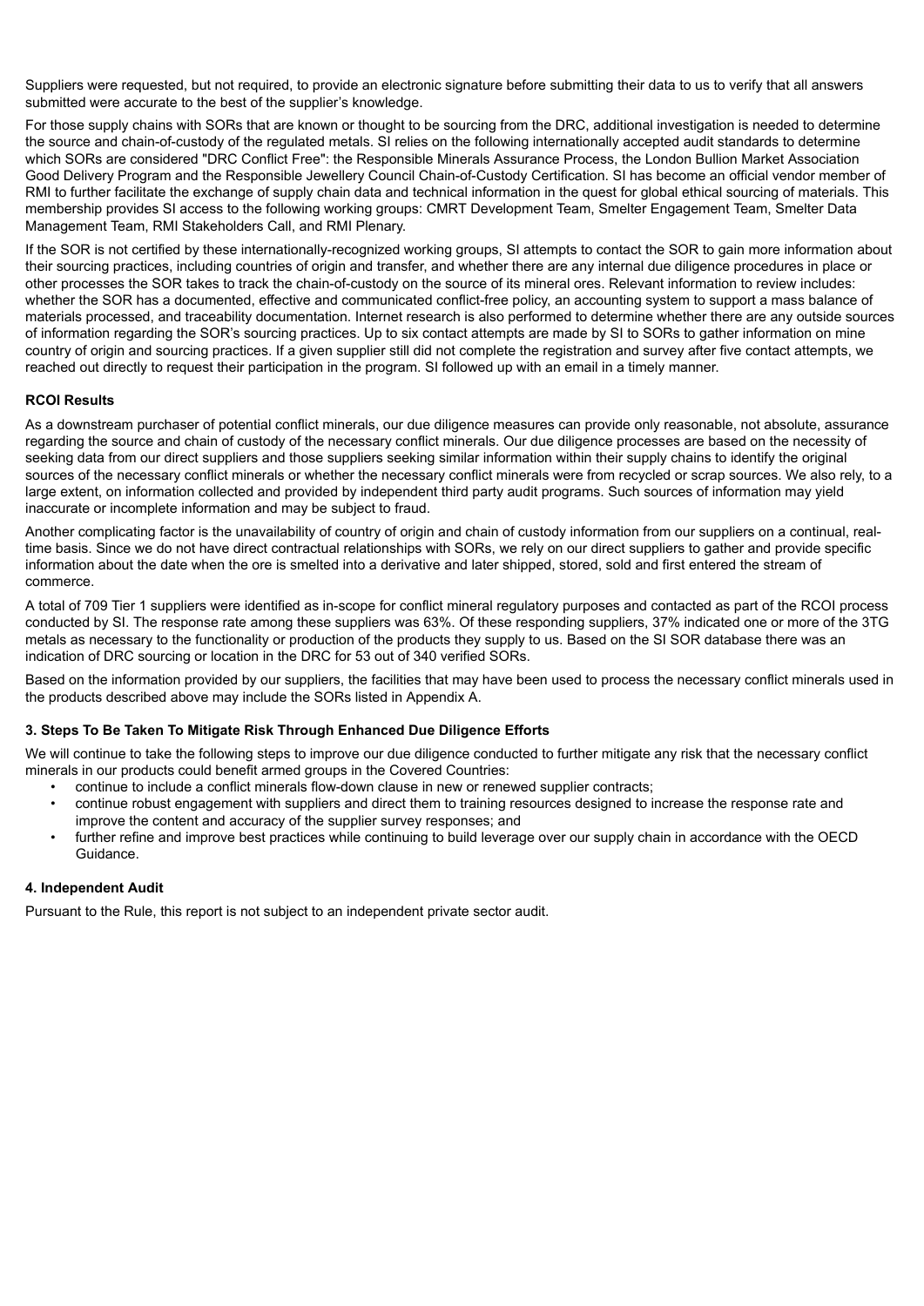Suppliers were requested, but not required, to provide an electronic signature before submitting their data to us to verify that all answers submitted were accurate to the best of the supplier's knowledge.

For those supply chains with SORs that are known or thought to be sourcing from the DRC, additional investigation is needed to determine the source and chain-of-custody of the regulated metals. SI relies on the following internationally accepted audit standards to determine which SORs are considered "DRC Conflict Free": the Responsible Minerals Assurance Process, the London Bullion Market Association Good Delivery Program and the Responsible Jewellery Council Chain-of-Custody Certification. SI has become an official vendor member of RMI to further facilitate the exchange of supply chain data and technical information in the quest for global ethical sourcing of materials. This membership provides SI access to the following working groups: CMRT Development Team, Smelter Engagement Team, Smelter Data Management Team, RMI Stakeholders Call, and RMI Plenary.

If the SOR is not certified by these internationally-recognized working groups, SI attempts to contact the SOR to gain more information about their sourcing practices, including countries of origin and transfer, and whether there are any internal due diligence procedures in place or other processes the SOR takes to track the chain-of-custody on the source of its mineral ores. Relevant information to review includes: whether the SOR has a documented, effective and communicated conflict-free policy, an accounting system to support a mass balance of materials processed, and traceability documentation. Internet research is also performed to determine whether there are any outside sources of information regarding the SOR's sourcing practices. Up to six contact attempts are made by SI to SORs to gather information on mine country of origin and sourcing practices. If a given supplier still did not complete the registration and survey after five contact attempts, we reached out directly to request their participation in the program. SI followed up with an email in a timely manner.

**RCOI Results**

As a downstream purchaser of potential conflict minerals, our due diligence measures can provide only reasonable, not absolute, assurance regarding the source and chain of custody of the necessary conflict minerals. Our due diligence processes are based on the necessity of seeking data from our direct suppliers and those suppliers seeking similar information within their supply chains to identify the original sources of the necessary conflict minerals or whether the necessary conflict minerals were from recycled or scrap sources. We also rely, to a large extent, on information collected and provided by independent third party audit programs. Such sources of information may yield inaccurate or incomplete information and may be subject to fraud.

Another complicating factor is the unavailability of country of origin and chain of custody information from our suppliers on a continual, real-time basis. Since we do not have direct contractual relationships with SORs, we rely on our direct suppliers to gather and provide specific information about the date when the ore is smelted into a derivative and later shipped, stored, sold and first entered the stream of commerce.

A total of 709 Tier 1 suppliers were identified as in-scope for conflict mineral regulatory purposes and contacted as part of the RCOI process conducted by SI. The response rate among these suppliers was 63%. Of these responding suppliers, 37% indicated one or more of the 3TG metals as necessary to the functionality or production of the products they supply to us. Based on the SI SOR database there was an indication of DRC sourcing or location in the DRC for 53 out of 340 verified SORs.

Based on the information provided by our suppliers, the facilities that may have been used to process the necessary conflict minerals used in the products described above may include the SORs listed in Appendix A.

**3. Steps To Be Taken To Mitigate Risk Through Enhanced Due Diligence Efforts**

We will continue to take the following steps to improve our due diligence conducted to further mitigate any risk that the necessary conflict minerals in our products could benefit armed groups in the Covered Countries:

- continue to include a conflict minerals flow-down clause in new or renewed supplier contracts;
- continue robust engagement with suppliers and direct them to training resources designed to increase the response rate and improve the content and accuracy of the supplier survey responses; and
- further refine and improve best practices while continuing to build leverage over our supply chain in accordance with the OECD Guidance.

**4. Independent Audit**

Pursuant to the Rule, this report is not subject to an independent private sector audit.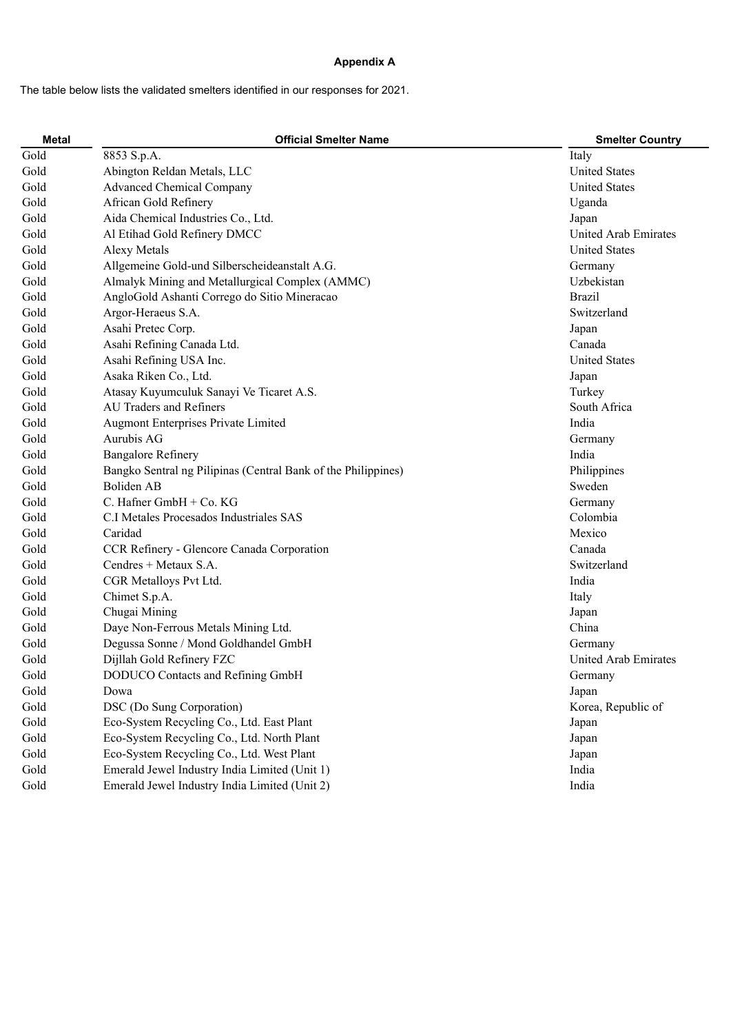**Appendix A**

The table below lists the validated smelters identified in our responses for 2021.

| Metal | Official Smelter Name | Smelter Country |
|---|---|---|
| Gold | 8853 S.p.A. | Italy |
| Gold | Abington Reldan Metals, LLC | United States |
| Gold | Advanced Chemical Company | United States |
| Gold | African Gold Refinery | Uganda |
| Gold | Aida Chemical Industries Co., Ltd. | Japan |
| Gold | Al Etihad Gold Refinery DMCC | United Arab Emirates |
| Gold | Alexy Metals | United States |
| Gold | Allgemeine Gold-und Silberscheideanstalt A.G. | Germany |
| Gold | Almalyk Mining and Metallurgical Complex (AMMC) | Uzbekistan |
| Gold | AngloGold Ashanti Corrego do Sitio Mineracao | Brazil |
| Gold | Argor-Heraeus S.A. | Switzerland |
| Gold | Asahi Pretec Corp. | Japan |
| Gold | Asahi Refining Canada Ltd. | Canada |
| Gold | Asahi Refining USA Inc. | United States |
| Gold | Asaka Riken Co., Ltd. | Japan |
| Gold | Atasay Kuyumculuk Sanayi Ve Ticaret A.S. | Turkey |
| Gold | AU Traders and Refiners | South Africa |
| Gold | Augmont Enterprises Private Limited | India |
| Gold | Aurubis AG | Germany |
| Gold | Bangalore Refinery | India |
| Gold | Bangko Sentral ng Pilipinas (Central Bank of the Philippines) | Philippines |
| Gold | Boliden AB | Sweden |
| Gold | C. Hafner GmbH + Co. KG | Germany |
| Gold | C.I Metales Procesados Industriales SAS | Colombia |
| Gold | Caridad | Mexico |
| Gold | CCR Refinery - Glencore Canada Corporation | Canada |
| Gold | Cendres + Metaux S.A. | Switzerland |
| Gold | CGR Metalloys Pvt Ltd. | India |
| Gold | Chimet S.p.A. | Italy |
| Gold | Chugai Mining | Japan |
| Gold | Daye Non-Ferrous Metals Mining Ltd. | China |
| Gold | Degussa Sonne / Mond Goldhandel GmbH | Germany |
| Gold | Dijllah Gold Refinery FZC | United Arab Emirates |
| Gold | DODUCO Contacts and Refining GmbH | Germany |
| Gold | Dowa | Japan |
| Gold | DSC (Do Sung Corporation) | Korea, Republic of |
| Gold | Eco-System Recycling Co., Ltd. East Plant | Japan |
| Gold | Eco-System Recycling Co., Ltd. North Plant | Japan |
| Gold | Eco-System Recycling Co., Ltd. West Plant | Japan |
| Gold | Emerald Jewel Industry India Limited (Unit 1) | India |
| Gold | Emerald Jewel Industry India Limited (Unit 2) | India |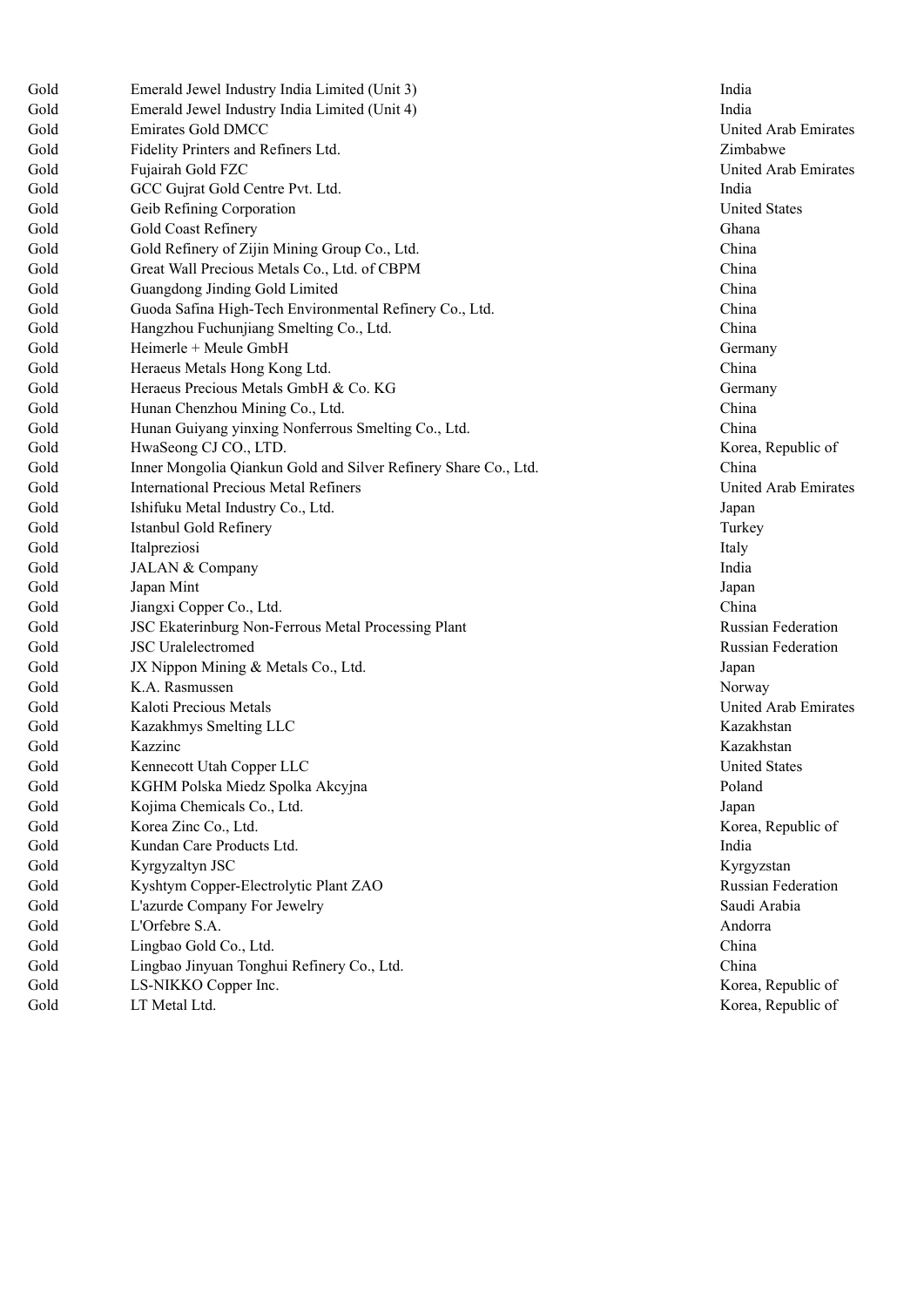| | | |
|---|---|---|
| Gold | Emerald Jewel Industry India Limited (Unit 3) | India |
| Gold | Emerald Jewel Industry India Limited (Unit 4) | India |
| Gold | Emirates Gold DMCC | United Arab Emirates |
| Gold | Fidelity Printers and Refiners Ltd. | Zimbabwe |
| Gold | Fujairah Gold FZC | United Arab Emirates |
| Gold | GCC Gujrat Gold Centre Pvt. Ltd. | India |
| Gold | Geib Refining Corporation | United States |
| Gold | Gold Coast Refinery | Ghana |
| Gold | Gold Refinery of Zijin Mining Group Co., Ltd. | China |
| Gold | Great Wall Precious Metals Co., Ltd. of CBPM | China |
| Gold | Guangdong Jinding Gold Limited | China |
| Gold | Guoda Safina High-Tech Environmental Refinery Co., Ltd. | China |
| Gold | Hangzhou Fuchunjiang Smelting Co., Ltd. | China |
| Gold | Heimerle + Meule GmbH | Germany |
| Gold | Heraeus Metals Hong Kong Ltd. | China |
| Gold | Heraeus Precious Metals GmbH & Co. KG | Germany |
| Gold | Hunan Chenzhou Mining Co., Ltd. | China |
| Gold | Hunan Guiyang yinxing Nonferrous Smelting Co., Ltd. | China |
| Gold | HwaSeong CJ CO., LTD. | Korea, Republic of |
| Gold | Inner Mongolia Qiankun Gold and Silver Refinery Share Co., Ltd. | China |
| Gold | International Precious Metal Refiners | United Arab Emirates |
| Gold | Ishifuku Metal Industry Co., Ltd. | Japan |
| Gold | Istanbul Gold Refinery | Turkey |
| Gold | Italpreziosi | Italy |
| Gold | JALAN & Company | India |
| Gold | Japan Mint | Japan |
| Gold | Jiangxi Copper Co., Ltd. | China |
| Gold | JSC Ekaterinburg Non-Ferrous Metal Processing Plant | Russian Federation |
| Gold | JSC Uralelectromed | Russian Federation |
| Gold | JX Nippon Mining & Metals Co., Ltd. | Japan |
| Gold | K.A. Rasmussen | Norway |
| Gold | Kaloti Precious Metals | United Arab Emirates |
| Gold | Kazakhmys Smelting LLC | Kazakhstan |
| Gold | Kazzinc | Kazakhstan |
| Gold | Kennecott Utah Copper LLC | United States |
| Gold | KGHM Polska Miedz Spolka Akcyjna | Poland |
| Gold | Kojima Chemicals Co., Ltd. | Japan |
| Gold | Korea Zinc Co., Ltd. | Korea, Republic of |
| Gold | Kundan Care Products Ltd. | India |
| Gold | Kyrgyzaltyn JSC | Kyrgyzstan |
| Gold | Kyshtym Copper-Electrolytic Plant ZAO | Russian Federation |
| Gold | L'azurde Company For Jewelry | Saudi Arabia |
| Gold | L'Orfebre S.A. | Andorra |
| Gold | Lingbao Gold Co., Ltd. | China |
| Gold | Lingbao Jinyuan Tonghui Refinery Co., Ltd. | China |
| Gold | LS-NIKKO Copper Inc. | Korea, Republic of |
| Gold | LT Metal Ltd. | Korea, Republic of |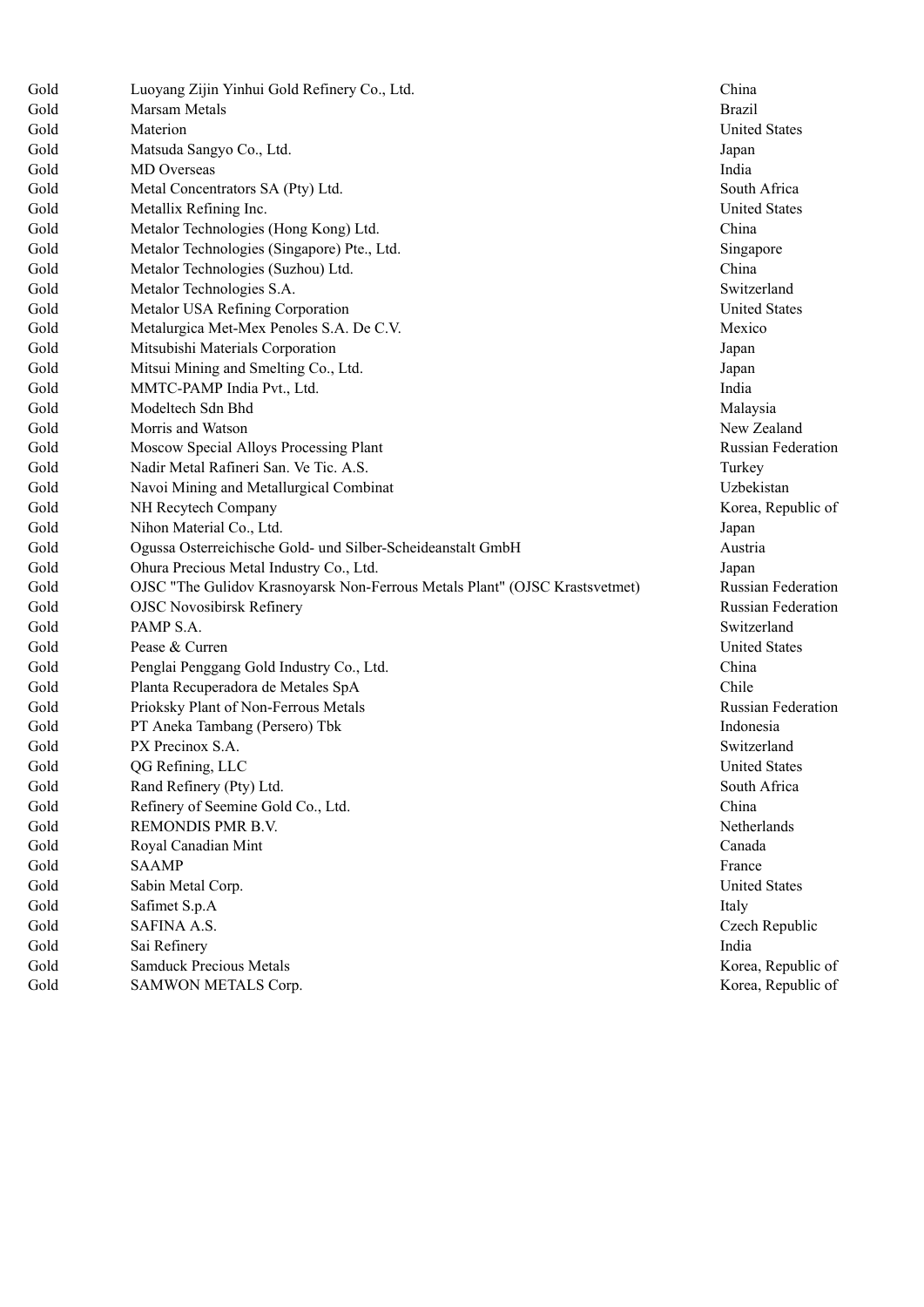| | | |
|---|---|---|
| Gold | Luoyang Zijin Yinhui Gold Refinery Co., Ltd. | China |
| Gold | Marsam Metals | Brazil |
| Gold | Materion | United States |
| Gold | Matsuda Sangyo Co., Ltd. | Japan |
| Gold | MD Overseas | India |
| Gold | Metal Concentrators SA (Pty) Ltd. | South Africa |
| Gold | Metallix Refining Inc. | United States |
| Gold | Metalor Technologies (Hong Kong) Ltd. | China |
| Gold | Metalor Technologies (Singapore) Pte., Ltd. | Singapore |
| Gold | Metalor Technologies (Suzhou) Ltd. | China |
| Gold | Metalor Technologies S.A. | Switzerland |
| Gold | Metalor USA Refining Corporation | United States |
| Gold | Metalurgica Met-Mex Penoles S.A. De C.V. | Mexico |
| Gold | Mitsubishi Materials Corporation | Japan |
| Gold | Mitsui Mining and Smelting Co., Ltd. | Japan |
| Gold | MMTC-PAMP India Pvt., Ltd. | India |
| Gold | Modeltech Sdn Bhd | Malaysia |
| Gold | Morris and Watson | New Zealand |
| Gold | Moscow Special Alloys Processing Plant | Russian Federation |
| Gold | Nadir Metal Rafineri San. Ve Tic. A.S. | Turkey |
| Gold | Navoi Mining and Metallurgical Combinat | Uzbekistan |
| Gold | NH Recytech Company | Korea, Republic of |
| Gold | Nihon Material Co., Ltd. | Japan |
| Gold | Ogussa Osterreichische Gold- und Silber-Scheideanstalt GmbH | Austria |
| Gold | Ohura Precious Metal Industry Co., Ltd. | Japan |
| Gold | OJSC "The Gulidov Krasnoyarsk Non-Ferrous Metals Plant" (OJSC Krastsvetmet) | Russian Federation |
| Gold | OJSC Novosibirsk Refinery | Russian Federation |
| Gold | PAMP S.A. | Switzerland |
| Gold | Pease & Curren | United States |
| Gold | Penglai Penggang Gold Industry Co., Ltd. | China |
| Gold | Planta Recuperadora de Metales SpA | Chile |
| Gold | Prioksky Plant of Non-Ferrous Metals | Russian Federation |
| Gold | PT Aneka Tambang (Persero) Tbk | Indonesia |
| Gold | PX Precinox S.A. | Switzerland |
| Gold | QG Refining, LLC | United States |
| Gold | Rand Refinery (Pty) Ltd. | South Africa |
| Gold | Refinery of Seemine Gold Co., Ltd. | China |
| Gold | REMONDIS PMR B.V. | Netherlands |
| Gold | Royal Canadian Mint | Canada |
| Gold | SAAMP | France |
| Gold | Sabin Metal Corp. | United States |
| Gold | Safimet S.p.A | Italy |
| Gold | SAFINA A.S. | Czech Republic |
| Gold | Sai Refinery | India |
| Gold | Samduck Precious Metals | Korea, Republic of |
| Gold | SAMWON METALS Corp. | Korea, Republic of |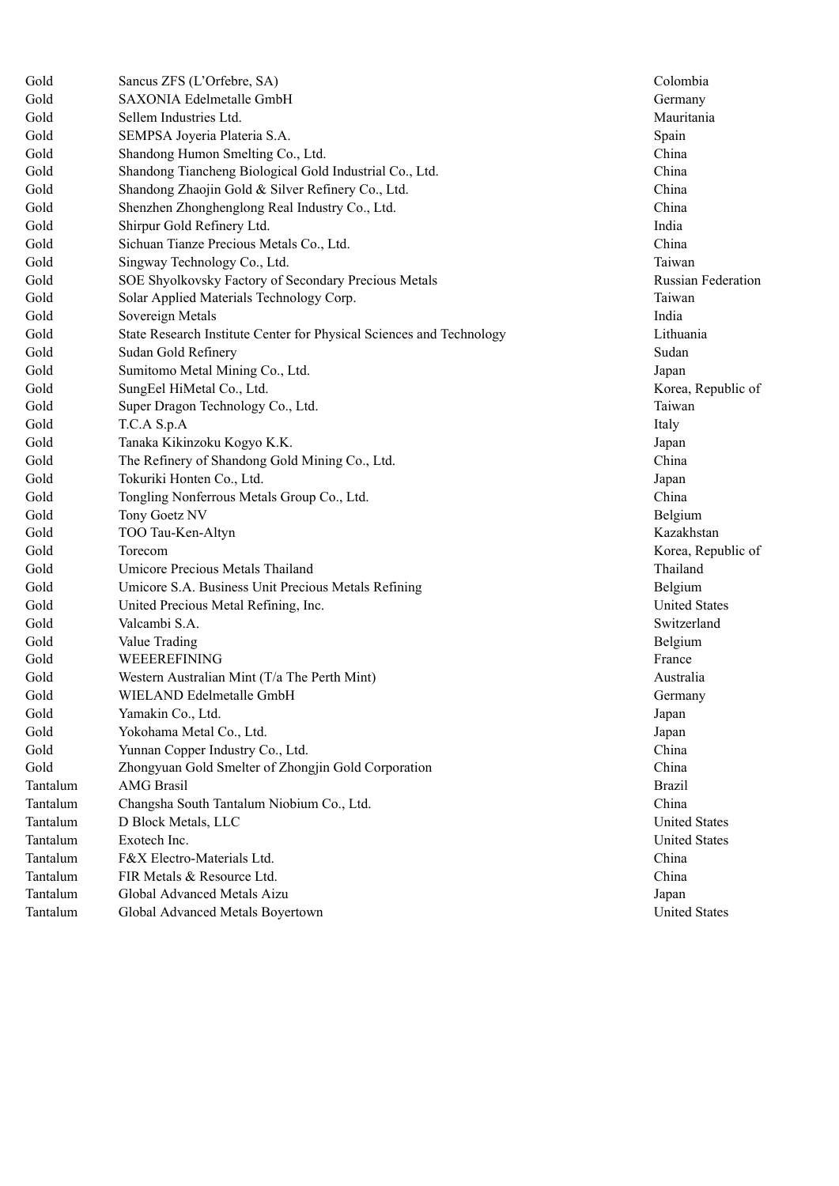| | | |
|---|---|---|
| Gold | Sancus ZFS (L’Orfebre, SA) | Colombia |
| Gold | SAXONIA Edelmetalle GmbH | Germany |
| Gold | Sellem Industries Ltd. | Mauritania |
| Gold | SEMPSA Joyeria Plateria S.A. | Spain |
| Gold | Shandong Humon Smelting Co., Ltd. | China |
| Gold | Shandong Tiancheng Biological Gold Industrial Co., Ltd. | China |
| Gold | Shandong Zhaojin Gold & Silver Refinery Co., Ltd. | China |
| Gold | Shenzhen Zhonghenglong Real Industry Co., Ltd. | China |
| Gold | Shirpur Gold Refinery Ltd. | India |
| Gold | Sichuan Tianze Precious Metals Co., Ltd. | China |
| Gold | Singway Technology Co., Ltd. | Taiwan |
| Gold | SOE Shyolkovsky Factory of Secondary Precious Metals | Russian Federation |
| Gold | Solar Applied Materials Technology Corp. | Taiwan |
| Gold | Sovereign Metals | India |
| Gold | State Research Institute Center for Physical Sciences and Technology | Lithuania |
| Gold | Sudan Gold Refinery | Sudan |
| Gold | Sumitomo Metal Mining Co., Ltd. | Japan |
| Gold | SungEel HiMetal Co., Ltd. | Korea, Republic of |
| Gold | Super Dragon Technology Co., Ltd. | Taiwan |
| Gold | T.C.A S.p.A | Italy |
| Gold | Tanaka Kikinzoku Kogyo K.K. | Japan |
| Gold | The Refinery of Shandong Gold Mining Co., Ltd. | China |
| Gold | Tokuriki Honten Co., Ltd. | Japan |
| Gold | Tongling Nonferrous Metals Group Co., Ltd. | China |
| Gold | Tony Goetz NV | Belgium |
| Gold | TOO Tau-Ken-Altyn | Kazakhstan |
| Gold | Torecom | Korea, Republic of |
| Gold | Umicore Precious Metals Thailand | Thailand |
| Gold | Umicore S.A. Business Unit Precious Metals Refining | Belgium |
| Gold | United Precious Metal Refining, Inc. | United States |
| Gold | Valcambi S.A. | Switzerland |
| Gold | Value Trading | Belgium |
| Gold | WEEEREFINING | France |
| Gold | Western Australian Mint (T/a The Perth Mint) | Australia |
| Gold | WIELAND Edelmetalle GmbH | Germany |
| Gold | Yamakin Co., Ltd. | Japan |
| Gold | Yokohama Metal Co., Ltd. | Japan |
| Gold | Yunnan Copper Industry Co., Ltd. | China |
| Gold | Zhongyuan Gold Smelter of Zhongjin Gold Corporation | China |
| Tantalum | AMG Brasil | Brazil |
| Tantalum | Changsha South Tantalum Niobium Co., Ltd. | China |
| Tantalum | D Block Metals, LLC | United States |
| Tantalum | Exotech Inc. | United States |
| Tantalum | F&X Electro-Materials Ltd. | China |
| Tantalum | FIR Metals & Resource Ltd. | China |
| Tantalum | Global Advanced Metals Aizu | Japan |
| Tantalum | Global Advanced Metals Boyertown | United States |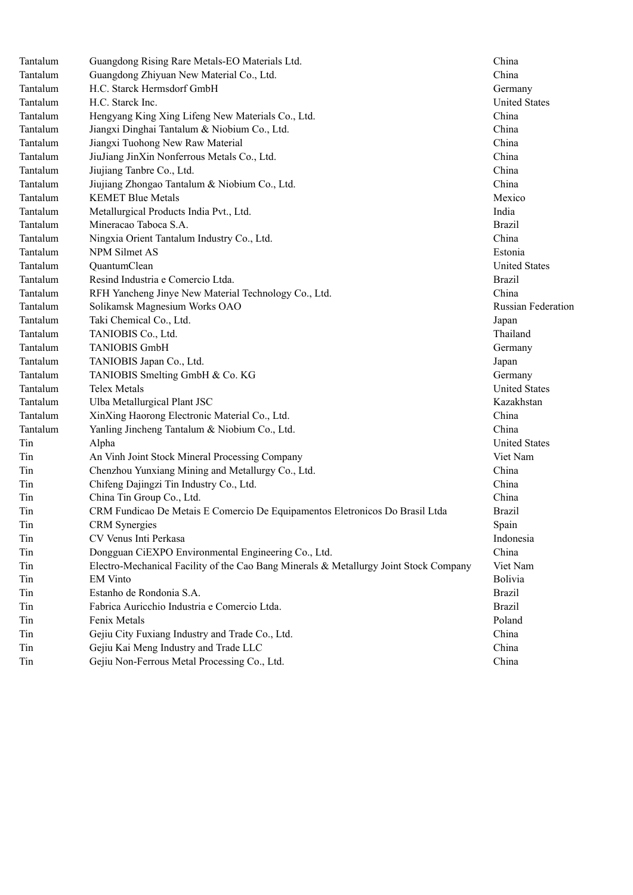| Tantalum | Guangdong Rising Rare Metals-EO Materials Ltd. | China |
|---|---|---|
| Tantalum | Guangdong Zhiyuan New Material Co., Ltd. | China |
| Tantalum | H.C. Starck Hermsdorf GmbH | Germany |
| Tantalum | H.C. Starck Inc. | United States |
| Tantalum | Hengyang King Xing Lifeng New Materials Co., Ltd. | China |
| Tantalum | Jiangxi Dinghai Tantalum & Niobium Co., Ltd. | China |
| Tantalum | Jiangxi Tuohong New Raw Material | China |
| Tantalum | JiuJiang JinXin Nonferrous Metals Co., Ltd. | China |
| Tantalum | Jiujiang Tanbre Co., Ltd. | China |
| Tantalum | Jiujiang Zhongao Tantalum & Niobium Co., Ltd. | China |
| Tantalum | KEMET Blue Metals | Mexico |
| Tantalum | Metallurgical Products India Pvt., Ltd. | India |
| Tantalum | Mineracao Taboca S.A. | Brazil |
| Tantalum | Ningxia Orient Tantalum Industry Co., Ltd. | China |
| Tantalum | NPM Silmet AS | Estonia |
| Tantalum | QuantumClean | United States |
| Tantalum | Resind Industria e Comercio Ltda. | Brazil |
| Tantalum | RFH Yancheng Jinye New Material Technology Co., Ltd. | China |
| Tantalum | Solikamsk Magnesium Works OAO | Russian Federation |
| Tantalum | Taki Chemical Co., Ltd. | Japan |
| Tantalum | TANIOBIS Co., Ltd. | Thailand |
| Tantalum | TANIOBIS GmbH | Germany |
| Tantalum | TANIOBIS Japan Co., Ltd. | Japan |
| Tantalum | TANIOBIS Smelting GmbH & Co. KG | Germany |
| Tantalum | Telex Metals | United States |
| Tantalum | Ulba Metallurgical Plant JSC | Kazakhstan |
| Tantalum | XinXing Haorong Electronic Material Co., Ltd. | China |
| Tantalum | Yanling Jincheng Tantalum & Niobium Co., Ltd. | China |
| Tin | Alpha | United States |
| Tin | An Vinh Joint Stock Mineral Processing Company | Viet Nam |
| Tin | Chenzhou Yunxiang Mining and Metallurgy Co., Ltd. | China |
| Tin | Chifeng Dajingzi Tin Industry Co., Ltd. | China |
| Tin | China Tin Group Co., Ltd. | China |
| Tin | CRM Fundicao De Metais E Comercio De Equipamentos Eletronicos Do Brasil Ltda | Brazil |
| Tin | CRM Synergies | Spain |
| Tin | CV Venus Inti Perkasa | Indonesia |
| Tin | Dongguan CiEXPO Environmental Engineering Co., Ltd. | China |
| Tin | Electro-Mechanical Facility of the Cao Bang Minerals & Metallurgy Joint Stock Company | Viet Nam |
| Tin | EM Vinto | Bolivia |
| Tin | Estanho de Rondonia S.A. | Brazil |
| Tin | Fabrica Auricchio Industria e Comercio Ltda. | Brazil |
| Tin | Fenix Metals | Poland |
| Tin | Gejiu City Fuxiang Industry and Trade Co., Ltd. | China |
| Tin | Gejiu Kai Meng Industry and Trade LLC | China |
| Tin | Gejiu Non-Ferrous Metal Processing Co., Ltd. | China |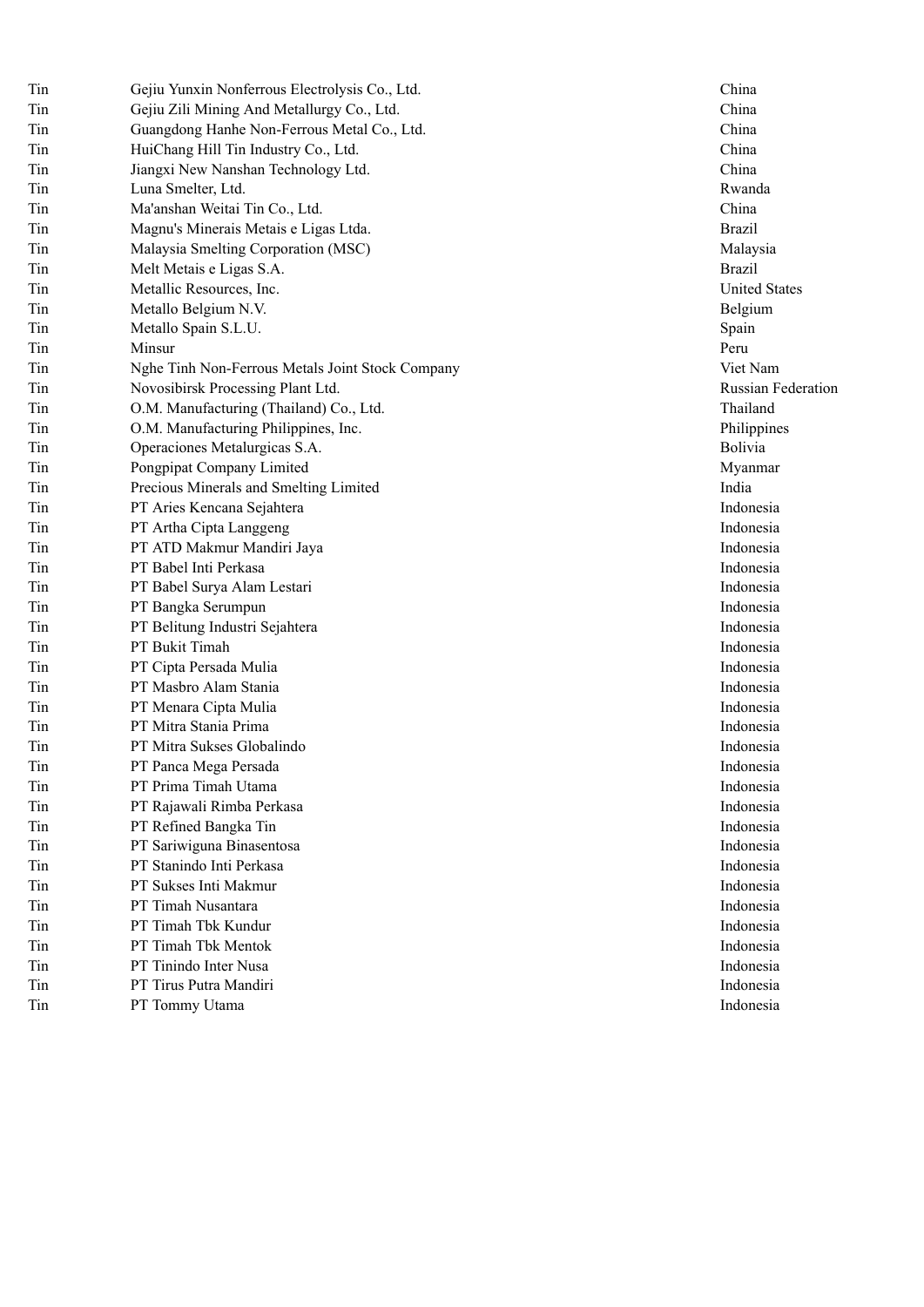| | | |
|---|---|---|
| Tin | Gejiu Yunxin Nonferrous Electrolysis Co., Ltd. | China |
| Tin | Gejiu Zili Mining And Metallurgy Co., Ltd. | China |
| Tin | Guangdong Hanhe Non-Ferrous Metal Co., Ltd. | China |
| Tin | HuiChang Hill Tin Industry Co., Ltd. | China |
| Tin | Jiangxi New Nanshan Technology Ltd. | China |
| Tin | Luna Smelter, Ltd. | Rwanda |
| Tin | Ma'anshan Weitai Tin Co., Ltd. | China |
| Tin | Magnu's Minerais Metais e Ligas Ltda. | Brazil |
| Tin | Malaysia Smelting Corporation (MSC) | Malaysia |
| Tin | Melt Metais e Ligas S.A. | Brazil |
| Tin | Metallic Resources, Inc. | United States |
| Tin | Metallo Belgium N.V. | Belgium |
| Tin | Metallo Spain S.L.U. | Spain |
| Tin | Minsur | Peru |
| Tin | Nghe Tinh Non-Ferrous Metals Joint Stock Company | Viet Nam |
| Tin | Novosibirsk Processing Plant Ltd. | Russian Federation |
| Tin | O.M. Manufacturing (Thailand) Co., Ltd. | Thailand |
| Tin | O.M. Manufacturing Philippines, Inc. | Philippines |
| Tin | Operaciones Metalurgicas S.A. | Bolivia |
| Tin | Pongpipat Company Limited | Myanmar |
| Tin | Precious Minerals and Smelting Limited | India |
| Tin | PT Aries Kencana Sejahtera | Indonesia |
| Tin | PT Artha Cipta Langgeng | Indonesia |
| Tin | PT ATD Makmur Mandiri Jaya | Indonesia |
| Tin | PT Babel Inti Perkasa | Indonesia |
| Tin | PT Babel Surya Alam Lestari | Indonesia |
| Tin | PT Bangka Serumpun | Indonesia |
| Tin | PT Belitung Industri Sejahtera | Indonesia |
| Tin | PT Bukit Timah | Indonesia |
| Tin | PT Cipta Persada Mulia | Indonesia |
| Tin | PT Masbro Alam Stania | Indonesia |
| Tin | PT Menara Cipta Mulia | Indonesia |
| Tin | PT Mitra Stania Prima | Indonesia |
| Tin | PT Mitra Sukses Globalindo | Indonesia |
| Tin | PT Panca Mega Persada | Indonesia |
| Tin | PT Prima Timah Utama | Indonesia |
| Tin | PT Rajawali Rimba Perkasa | Indonesia |
| Tin | PT Refined Bangka Tin | Indonesia |
| Tin | PT Sariwiguna Binasentosa | Indonesia |
| Tin | PT Stanindo Inti Perkasa | Indonesia |
| Tin | PT Sukses Inti Makmur | Indonesia |
| Tin | PT Timah Nusantara | Indonesia |
| Tin | PT Timah Tbk Kundur | Indonesia |
| Tin | PT Timah Tbk Mentok | Indonesia |
| Tin | PT Tinindo Inter Nusa | Indonesia |
| Tin | PT Tirus Putra Mandiri | Indonesia |
| Tin | PT Tommy Utama | Indonesia |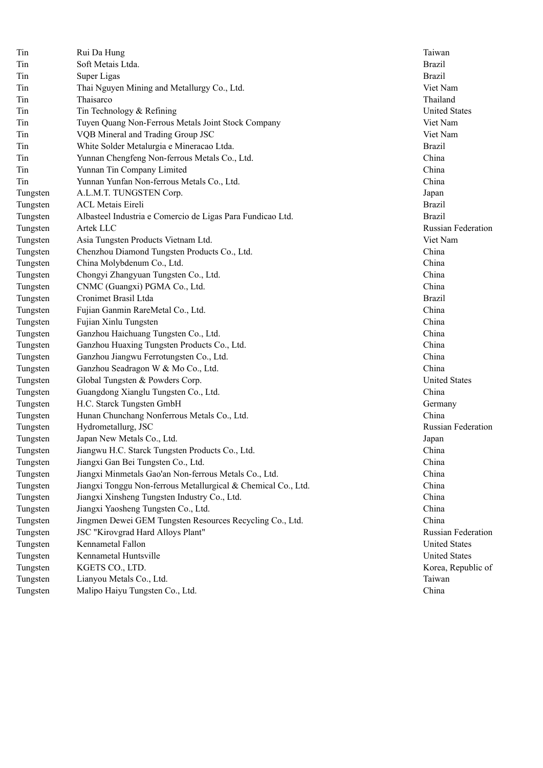| | | |
|---|---|---|
| Tin | Rui Da Hung | Taiwan |
| Tin | Soft Metais Ltda. | Brazil |
| Tin | Super Ligas | Brazil |
| Tin | Thai Nguyen Mining and Metallurgy Co., Ltd. | Viet Nam |
| Tin | Thaisarco | Thailand |
| Tin | Tin Technology & Refining | United States |
| Tin | Tuyen Quang Non-Ferrous Metals Joint Stock Company | Viet Nam |
| Tin | VQB Mineral and Trading Group JSC | Viet Nam |
| Tin | White Solder Metalurgia e Mineracao Ltda. | Brazil |
| Tin | Yunnan Chengfeng Non-ferrous Metals Co., Ltd. | China |
| Tin | Yunnan Tin Company Limited | China |
| Tin | Yunnan Yunfan Non-ferrous Metals Co., Ltd. | China |
| Tungsten | A.L.M.T. TUNGSTEN Corp. | Japan |
| Tungsten | ACL Metais Eireli | Brazil |
| Tungsten | Albasteel Industria e Comercio de Ligas Para Fundicao Ltd. | Brazil |
| Tungsten | Artek LLC | Russian Federation |
| Tungsten | Asia Tungsten Products Vietnam Ltd. | Viet Nam |
| Tungsten | Chenzhou Diamond Tungsten Products Co., Ltd. | China |
| Tungsten | China Molybdenum Co., Ltd. | China |
| Tungsten | Chongyi Zhangyuan Tungsten Co., Ltd. | China |
| Tungsten | CNMC (Guangxi) PGMA Co., Ltd. | China |
| Tungsten | Cronimet Brasil Ltda | Brazil |
| Tungsten | Fujian Ganmin RareMetal Co., Ltd. | China |
| Tungsten | Fujian Xinlu Tungsten | China |
| Tungsten | Ganzhou Haichuang Tungsten Co., Ltd. | China |
| Tungsten | Ganzhou Huaxing Tungsten Products Co., Ltd. | China |
| Tungsten | Ganzhou Jiangwu Ferrotungsten Co., Ltd. | China |
| Tungsten | Ganzhou Seadragon W & Mo Co., Ltd. | China |
| Tungsten | Global Tungsten & Powders Corp. | United States |
| Tungsten | Guangdong Xianglu Tungsten Co., Ltd. | China |
| Tungsten | H.C. Starck Tungsten GmbH | Germany |
| Tungsten | Hunan Chunchang Nonferrous Metals Co., Ltd. | China |
| Tungsten | Hydrometallurg, JSC | Russian Federation |
| Tungsten | Japan New Metals Co., Ltd. | Japan |
| Tungsten | Jiangwu H.C. Starck Tungsten Products Co., Ltd. | China |
| Tungsten | Jiangxi Gan Bei Tungsten Co., Ltd. | China |
| Tungsten | Jiangxi Minmetals Gao'an Non-ferrous Metals Co., Ltd. | China |
| Tungsten | Jiangxi Tonggu Non-ferrous Metallurgical & Chemical Co., Ltd. | China |
| Tungsten | Jiangxi Xinsheng Tungsten Industry Co., Ltd. | China |
| Tungsten | Jiangxi Yaosheng Tungsten Co., Ltd. | China |
| Tungsten | Jingmen Dewei GEM Tungsten Resources Recycling Co., Ltd. | China |
| Tungsten | JSC "Kirovgrad Hard Alloys Plant" | Russian Federation |
| Tungsten | Kennametal Fallon | United States |
| Tungsten | Kennametal Huntsville | United States |
| Tungsten | KGETS CO., LTD. | Korea, Republic of |
| Tungsten | Lianyou Metals Co., Ltd. | Taiwan |
| Tungsten | Malipo Haiyu Tungsten Co., Ltd. | China |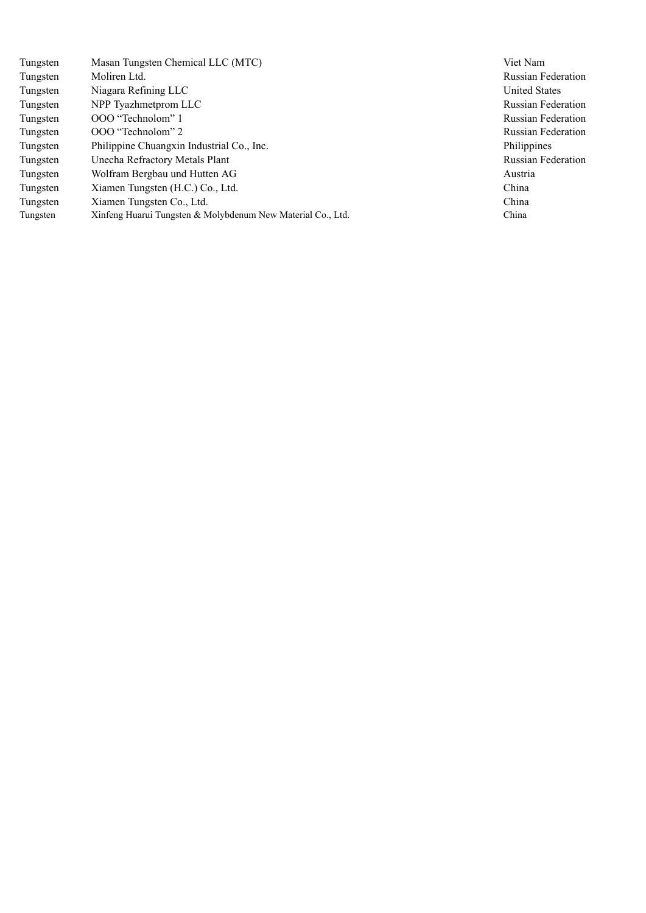| | | |
|---|---|---|
| Tungsten | Masan Tungsten Chemical LLC (MTC) | Viet Nam |
| Tungsten | Moliren Ltd. | Russian Federation |
| Tungsten | Niagara Refining LLC | United States |
| Tungsten | NPP Tyazhmetprom LLC | Russian Federation |
| Tungsten | OOO “Technolom” 1 | Russian Federation |
| Tungsten | OOO “Technolom” 2 | Russian Federation |
| Tungsten | Philippine Chuangxin Industrial Co., Inc. | Philippines |
| Tungsten | Unecha Refractory Metals Plant | Russian Federation |
| Tungsten | Wolfram Bergbau und Hutten AG | Austria |
| Tungsten | Xiamen Tungsten (H.C.) Co., Ltd. | China |
| Tungsten | Xiamen Tungsten Co., Ltd. | China |
| Tungsten | Xinfeng Huarui Tungsten & Molybdenum New Material Co., Ltd. | China |